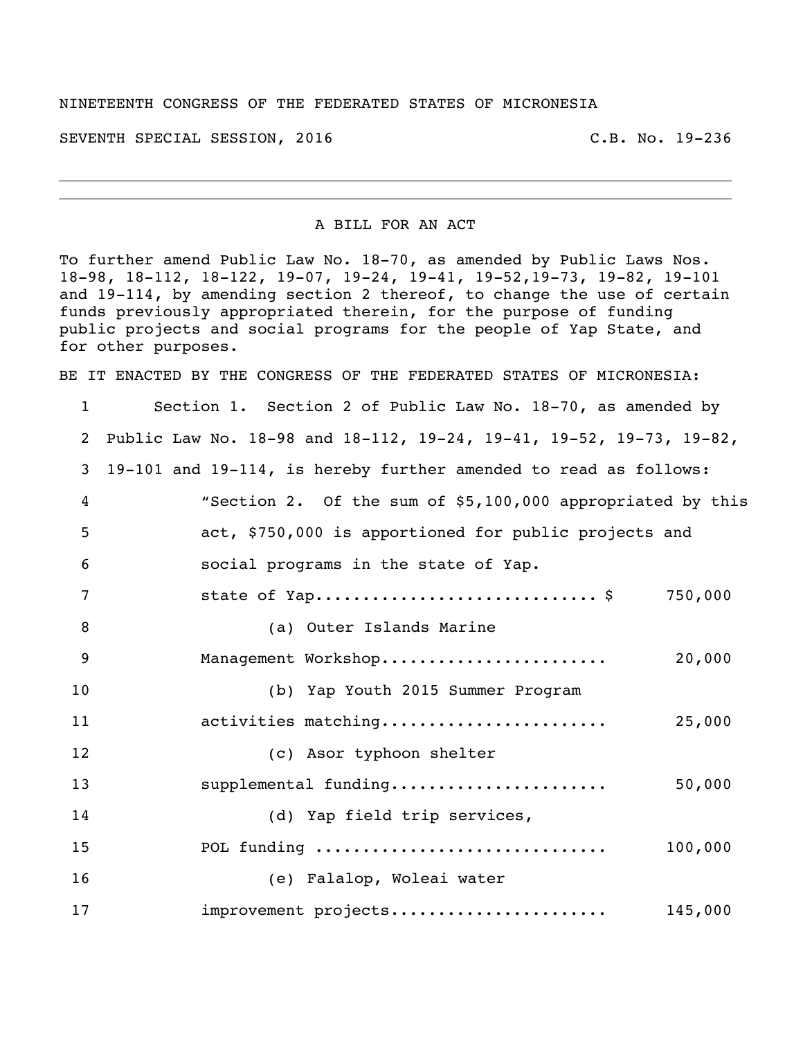NINETEENTH CONGRESS OF THE FEDERATED STATES OF MICRONESIA

SEVENTH SPECIAL SESSION, 2016 C.B. No. 19-236

---

A BILL FOR AN ACT

To further amend Public Law No. 18-70, as amended by Public Laws Nos. 18-98, 18-112, 18-122, 19-07, 19-24, 19-41, 19-52,19-73, 19-82, 19-101 and 19-114, by amending section 2 thereof, to change the use of certain funds previously appropriated therein, for the purpose of funding public projects and social programs for the people of Yap State, and for other purposes.

BE IT ENACTED BY THE CONGRESS OF THE FEDERATED STATES OF MICRONESIA:

1 Section 1. Section 2 of Public Law No. 18-70, as amended by
2 Public Law No. 18-98 and 18-112, 19-24, 19-41, 19-52, 19-73, 19-82,
3 19-101 and 19-114, is hereby further amended to read as follows:
4 "Section 2. Of the sum of $5,100,000 appropriated by this
5 act, $750,000 is apportioned for public projects and
6 social programs in the state of Yap.
7 state of Yap............................ $ 750,000
8 (a) Outer Islands Marine
9 Management Workshop....................... 20,000
10 (b) Yap Youth 2015 Summer Program
11 activities matching....................... 25,000
12 (c) Asor typhoon shelter
13 supplemental funding...................... 50,000
14 (d) Yap field trip services,
15 POL funding .............................. 100,000
16 (e) Falalop, Woleai water
17 improvement projects...................... 145,000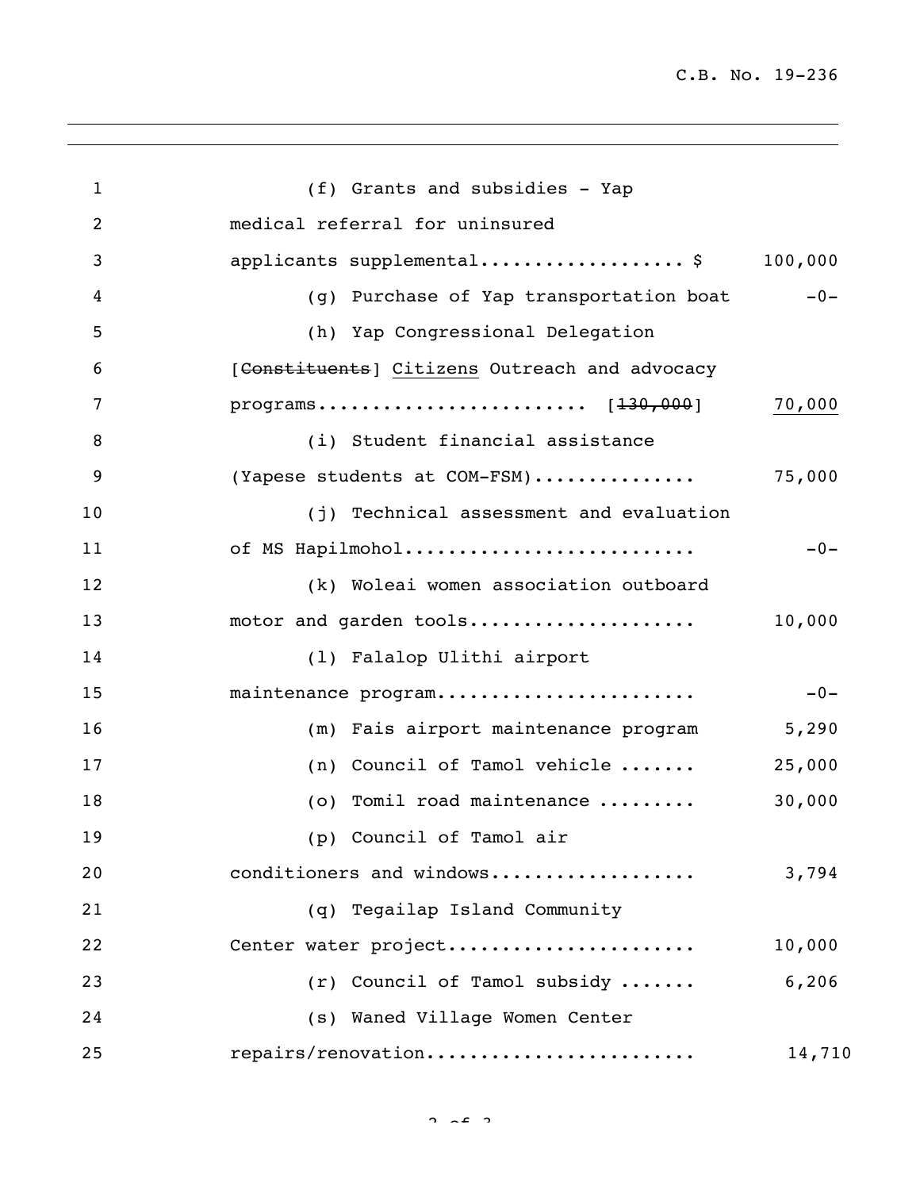(f) Grants and subsidies - Yap medical referral for uninsured applicants supplemental.................. $ 100,000

(g) Purchase of Yap transportation boat -0-

(h) Yap Congressional Delegation [~~Constituents~~] <u>Citizens</u> Outreach and advocacy programs........................ [~~130,000~~] <u>70,000</u>

(i) Student financial assistance (Yapese students at COM-FSM)............... 75,000

(j) Technical assessment and evaluation of MS Hapilmohol.......................... -0-

(k) Woleai women association outboard motor and garden tools..................... 10,000

(l) Falalop Ulithi airport maintenance program....................... -0-

(m) Fais airport maintenance program 5,290

(n) Council of Tamol vehicle ....... 25,000

(o) Tomil road maintenance ......... 30,000

(p) Council of Tamol air conditioners and windows.................. 3,794

(q) Tegailap Island Community Center water project...................... 10,000

(r) Council of Tamol subsidy ....... 6,206

(s) Waned Village Women Center repairs/renovation........................ 14,710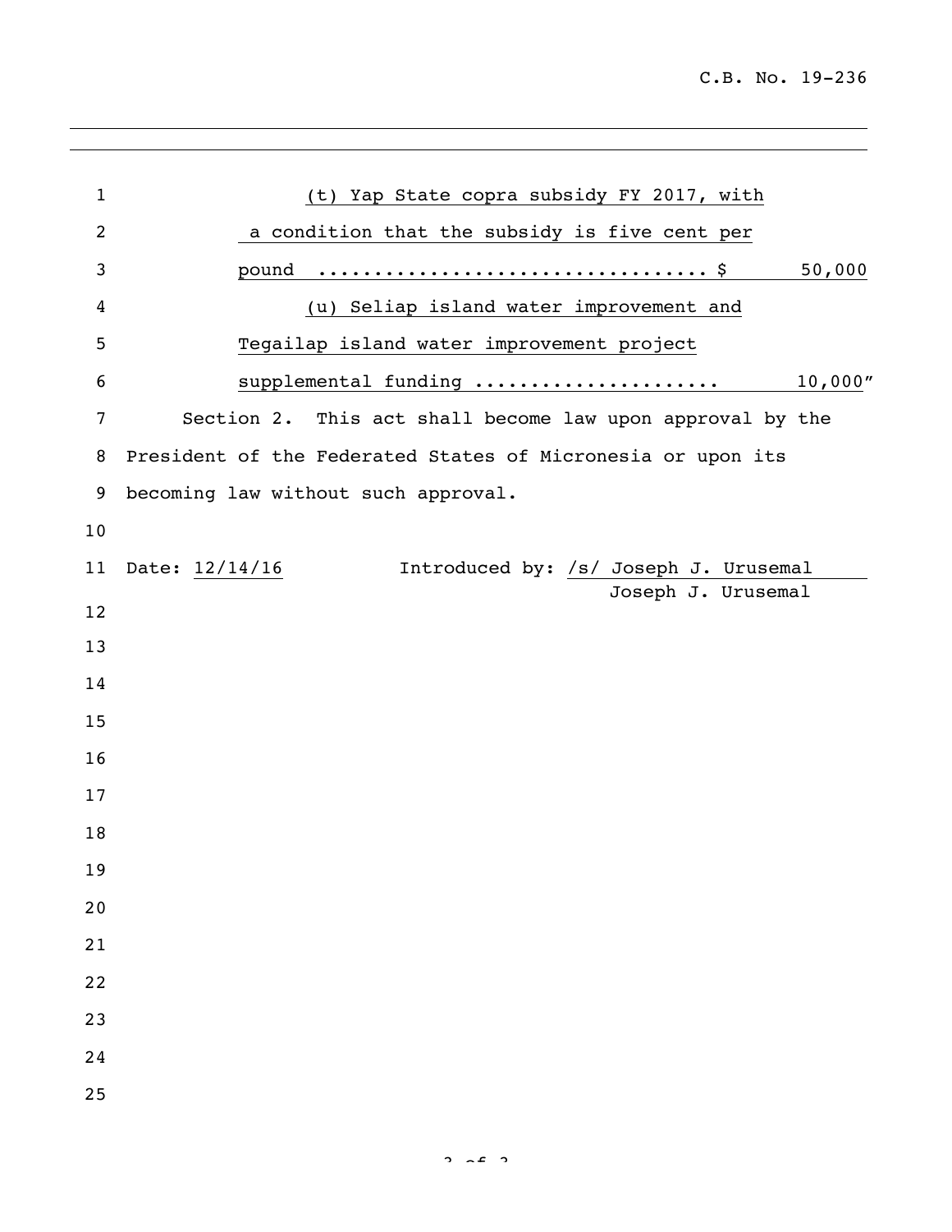(t) Yap State copra subsidy FY 2017, with a condition that the subsidy is five cent per pound .................................. $ 50,000

(u) Seliap island water improvement and Tegailap island water improvement project supplemental funding ..................... 10,000"

Section 2. This act shall become law upon approval by the President of the Federated States of Micronesia or upon its becoming law without such approval.

Date: 12/14/16 Introduced by: /s/ Joseph J. Urusemal

Joseph J. Urusemal